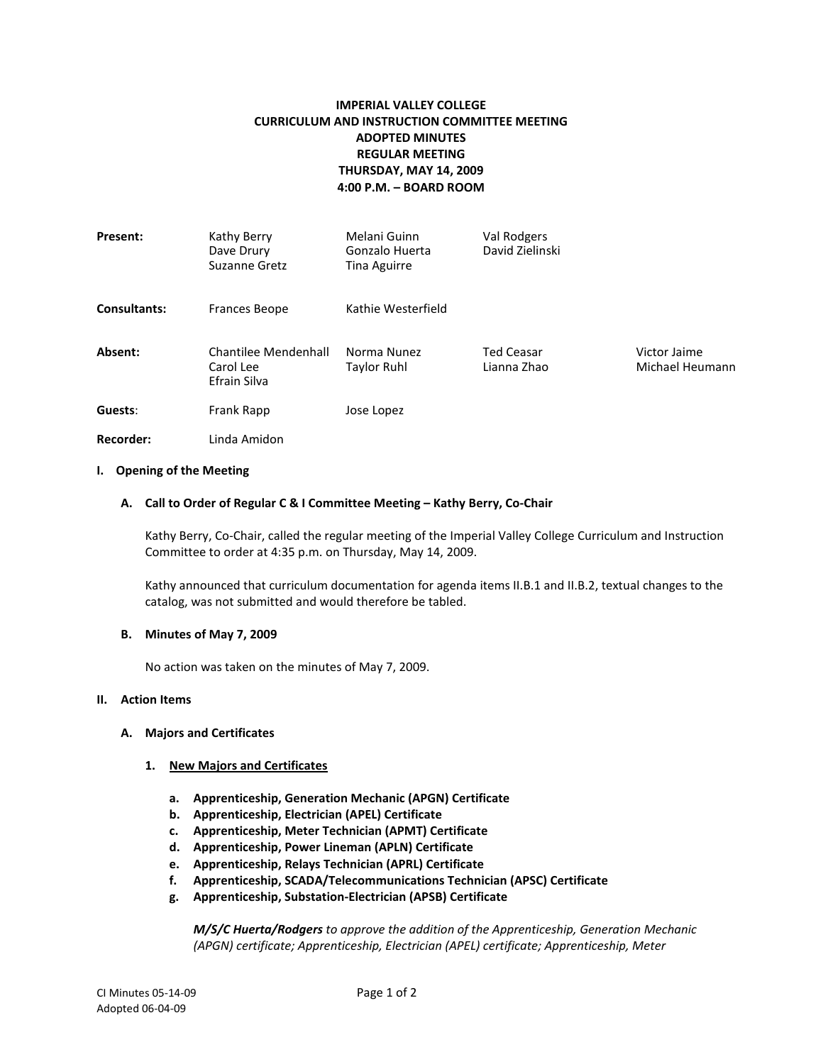# IMPERIAL VALLEY COLLEGE
## CURRICULUM AND INSTRUCTION COMMITTEE MEETING
## ADOPTED MINUTES
## REGULAR MEETING
## THURSDAY, MAY 14, 2009
## 4:00 P.M. – BOARD ROOM

| | | | | |
|---|---|---|---|---|
| **Present:** | Kathy Berry<br>Dave Drury<br>Suzanne Gretz | Melani Guinn<br>Gonzalo Huerta<br>Tina Aguirre | Val Rodgers<br>David Zielinski | |
| **Consultants:** | Frances Beope | Kathie Westerfield | | |
| **Absent:** | Chantilee Mendenhall<br>Carol Lee<br>Efrain Silva | Norma Nunez<br>Taylor Ruhl | Ted Ceasar<br>Lianna Zhao | Victor Jaime<br>Michael Heumann |
| **Guests**: | Frank Rapp | Jose Lopez | | |
| **Recorder:** | Linda Amidon | | | |

**I. Opening of the Meeting**

**A. Call to Order of Regular C & I Committee Meeting – Kathy Berry, Co-Chair**

Kathy Berry, Co-Chair, called the regular meeting of the Imperial Valley College Curriculum and Instruction Committee to order at 4:35 p.m. on Thursday, May 14, 2009.

Kathy announced that curriculum documentation for agenda items II.B.1 and II.B.2, textual changes to the catalog, was not submitted and would therefore be tabled.

**B. Minutes of May 7, 2009**

No action was taken on the minutes of May 7, 2009.

**II. Action Items**

**A. Majors and Certificates**

**1. <u>New Majors and Certificates</u>**

**a. Apprenticeship, Generation Mechanic (APGN) Certificate**
**b. Apprenticeship, Electrician (APEL) Certificate**
**c. Apprenticeship, Meter Technician (APMT) Certificate**
**d. Apprenticeship, Power Lineman (APLN) Certificate**
**e. Apprenticeship, Relays Technician (APRL) Certificate**
**f. Apprenticeship, SCADA/Telecommunications Technician (APSC) Certificate**
**g. Apprenticeship, Substation-Electrician (APSB) Certificate**

***M/S/C Huerta/Rodgers*** *to approve the addition of the Apprenticeship, Generation Mechanic (APGN) certificate; Apprenticeship, Electrician (APEL) certificate; Apprenticeship, Meter*

CI Minutes 05-14-09
Adopted 06-04-09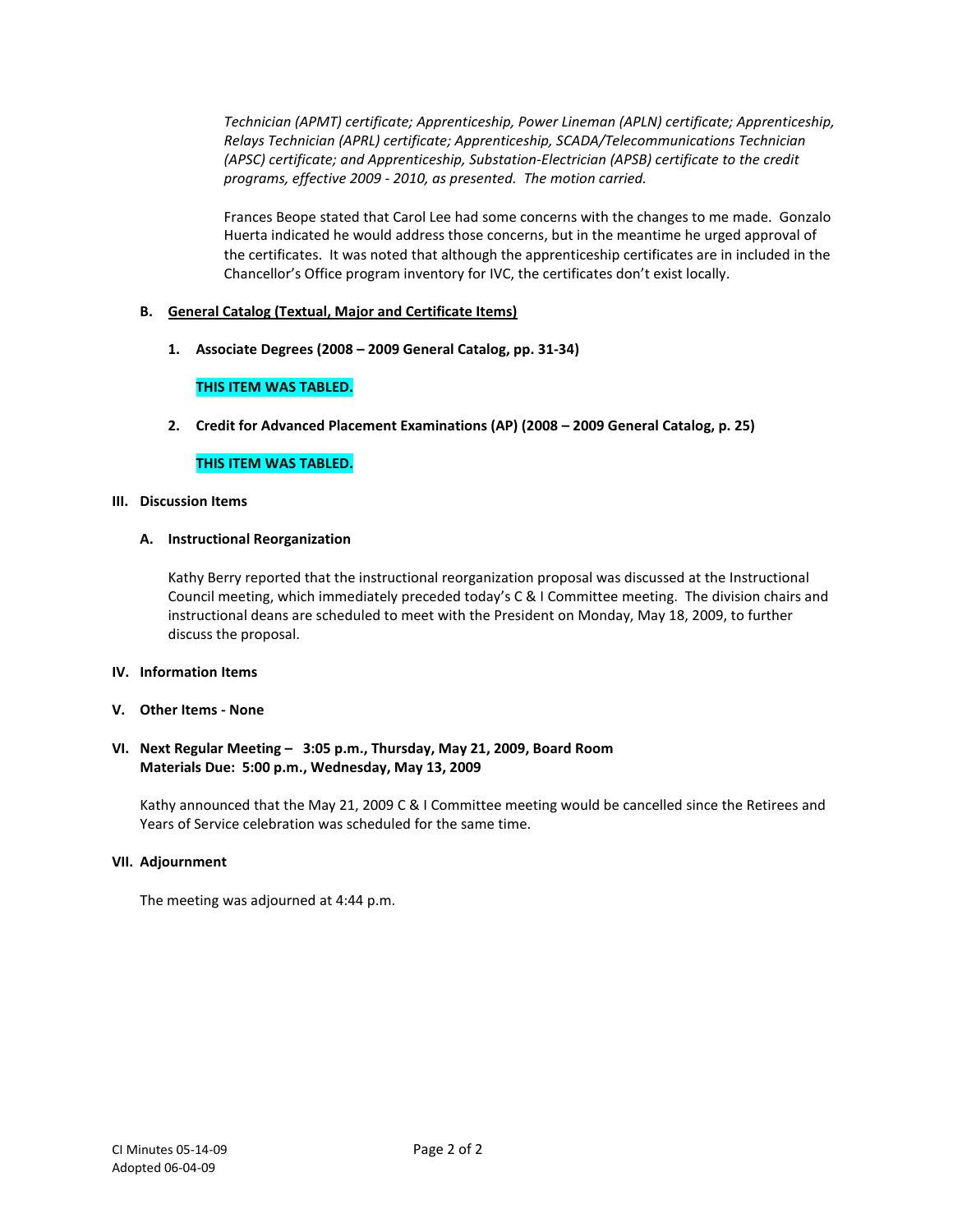*Technician (APMT) certificate; Apprenticeship, Power Lineman (APLN) certificate; Apprenticeship, Relays Technician (APRL) certificate; Apprenticeship, SCADA/Telecommunications Technician (APSC) certificate; and Apprenticeship, Substation-Electrician (APSB) certificate to the credit programs, effective 2009 - 2010, as presented. The motion carried.*

Frances Beope stated that Carol Lee had some concerns with the changes to me made. Gonzalo Huerta indicated he would address those concerns, but in the meantime he urged approval of the certificates. It was noted that although the apprenticeship certificates are in included in the Chancellor's Office program inventory for IVC, the certificates don't exist locally.

**B. General Catalog (Textual, Major and Certificate Items)**

**1. Associate Degrees (2008 – 2009 General Catalog, pp. 31-34)**

**THIS ITEM WAS TABLED.**

**2. Credit for Advanced Placement Examinations (AP) (2008 – 2009 General Catalog, p. 25)**

**THIS ITEM WAS TABLED.**

## III. Discussion Items

**A. Instructional Reorganization**

Kathy Berry reported that the instructional reorganization proposal was discussed at the Instructional Council meeting, which immediately preceded today's C & I Committee meeting. The division chairs and instructional deans are scheduled to meet with the President on Monday, May 18, 2009, to further discuss the proposal.

## IV. Information Items

## V. Other Items - None

## VI. Next Regular Meeting – 3:05 p.m., Thursday, May 21, 2009, Board Room
**Materials Due: 5:00 p.m., Wednesday, May 13, 2009**

Kathy announced that the May 21, 2009 C & I Committee meeting would be cancelled since the Retirees and Years of Service celebration was scheduled for the same time.

## VII. Adjournment

The meeting was adjourned at 4:44 p.m.

CI Minutes 05-14-09
Adopted 06-04-09